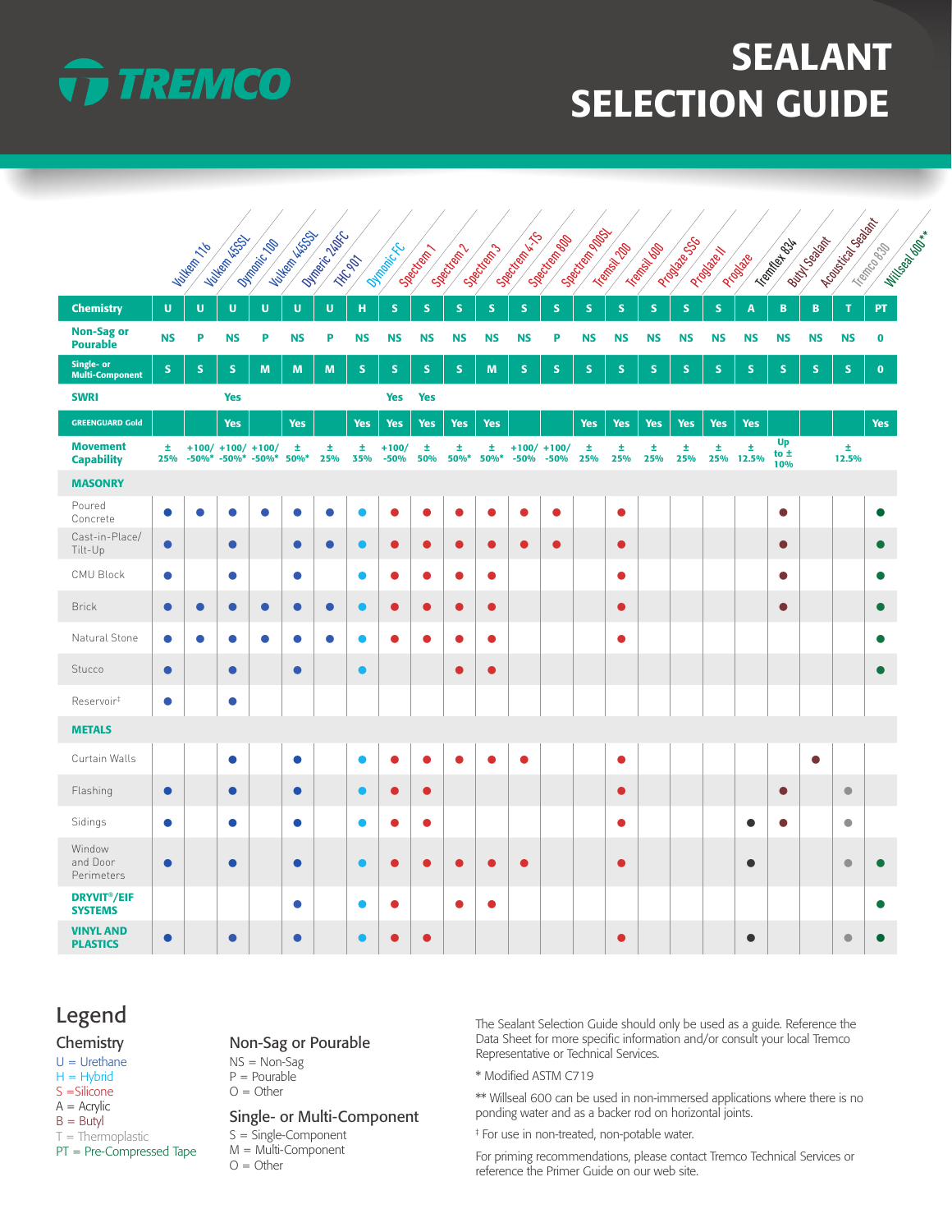# TREMCO

# SEALANT SELECTION GUIDE

| | Vulkem 116 | Vulkem 45SSL | Dymonic 100 | Vulkem 445SSL | Dymeric 240FC | THC 901 | Dymonic FC | Spectrem 1 | Spectrem 2 | Spectrem 3 | Spectrem 4-TS | Spectrem 800 | Spectrem 900SL | Tremsil 200 | Tremsil 600 | Proglaze SSG | Proglaze II | Proglaze | Tremflex 834 | Butyl Sealant | Acoustical Sealant | Tremco 830 | Willseal 600** |
|---|---|---|---|---|---|---|---|---|---|---|---|---|---|---|---|---|---|---|---|---|---|---|---|
| **Chemistry** | U | U | U | U | U | U | H | S | S | S | S | S | S | S | S | S | S | S | A | B | B | T | PT |
| **Non-Sag or Pourable** | NS | P | NS | P | NS | P | NS | NS | NS | NS | NS | NS | P | NS | NS | NS | NS | NS | NS | NS | NS | NS | O |
| **Single- or Multi-Component** | S | S | S | M | M | M | S | S | S | S | M | S | S | S | S | S | S | S | S | S | S | S | O |
| **SWRI** | | | Yes | | | | | Yes | Yes | | | | | | | | | | | | | | |
| **GREENGUARD Gold** | | | Yes | | Yes | | Yes | Yes | Yes | Yes | Yes | | | Yes | Yes | Yes | Yes | Yes | Yes | | | | Yes |
| **Movement Capability** | ± 25% | +100/ -50%* | +100/ -50%* | +100/ -50%* | ± 50%* | ± 25% | ± 35% | +100/ -50% | ± 50% | ± 50%* | ± 50%* | +100/ -50% | +100/ -50% | ± 25% | ± 25% | ± 25% | ± 25% | ± 25% | ± 12.5% | Up to ± 10% | | ± 12.5% | |
| **MASONRY** | | | | | | | | | | | | | | | | | | | | | | | |
| Poured Concrete | ● | ● | ● | ● | ● | ● | ● | ● | ● | ● | ● | ● | ● | | ● | | | | | ● | | | ● |
| Cast-in-Place/ Tilt-Up | ● | | ● | | ● | ● | ● | ● | ● | ● | ● | ● | ● | | ● | | | | | ● | | | ● |
| CMU Block | ● | | ● | | ● | | ● | ● | ● | ● | ● | | | | ● | | | | | ● | | | ● |
| Brick | ● | ● | ● | ● | ● | ● | ● | ● | ● | ● | ● | | | | ● | | | | | ● | | | ● |
| Natural Stone | ● | ● | ● | ● | ● | ● | ● | ● | ● | ● | ● | | | | ● | | | | | | | | ● |
| Stucco | ● | | ● | | ● | | ● | | | ● | ● | | | | | | | | | | | | ● |
| Reservoir‡ | ● | | ● | | | | | | | | | | | | | | | | | | | | |
| **METALS** | | | | | | | | | | | | | | | | | | | | | | | |
| Curtain Walls | | | ● | | ● | | ● | ● | ● | ● | ● | ● | | | ● | | | | | | ● | | |
| Flashing | ● | | ● | | ● | | ● | ● | ● | | | | | | ● | | | | | ● | | ● | |
| Sidings | ● | | ● | | ● | | ● | ● | ● | | | | | | ● | | | | ● | ● | | ● | |
| Window and Door Perimeters | ● | | ● | | ● | | ● | ● | ● | ● | ● | ● | | | ● | | | | ● | | | ● | ● |
| **DRYVIT®/EIF SYSTEMS** | | | | | ● | | ● | ● | | ● | ● | | | | | | | | | | | | ● |
| **VINYL AND PLASTICS** | ● | | ● | | ● | | ● | ● | ● | | | | | | ● | | | | ● | | | ● | ● |

## Legend

### Chemistry

U = Urethane
H = Hybrid
S = Silicone
A = Acrylic
B = Butyl
T = Thermoplastic
PT = Pre-Compressed Tape

### Non-Sag or Pourable

NS = Non-Sag
P = Pourable
O = Other

### Single- or Multi-Component

S = Single-Component
M = Multi-Component
O = Other

The Sealant Selection Guide should only be used as a guide. Reference the Data Sheet for more specific information and/or consult your local Tremco Representative or Technical Services.

* Modified ASTM C719

** Willseal 600 can be used in non-immersed applications where there is no ponding water and as a backer rod on horizontal joints.

‡ For use in non-treated, non-potable water.

For priming recommendations, please contact Tremco Technical Services or reference the Primer Guide on our web site.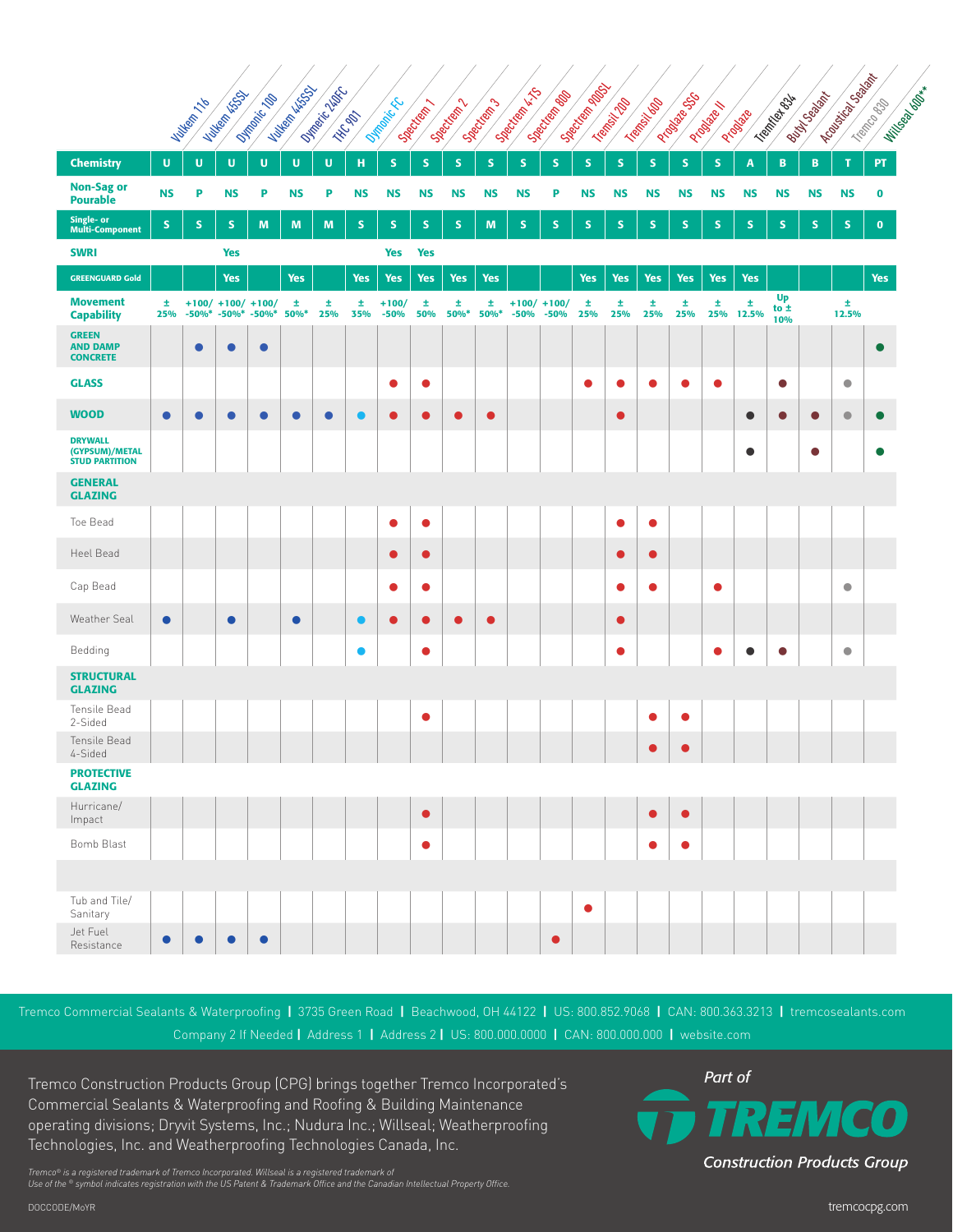| | Vulkem 116 | Vulkem 45SSL | Dymonic 100 | Vulkem 445SSL | Dymeric 240FC | THC 901 | Dymonic FC | Spectrem 1 | Spectrem 2 | Spectrem 3 | Spectrem 4-TS | Spectrem 800 | Spectrem 900SL | Tremsil 200 | Tremsil 600 | Proglaze SSG | Proglaze II | Proglaze | Tremflex 834 | Butyl Sealant | Acoustical Sealant | Tremco 830 | Willseal 600** |
|---|---|---|---|---|---|---|---|---|---|---|---|---|---|---|---|---|---|---|---|---|---|---|---|
| **Chemistry** | U | U | U | U | U | U | H | S | S | S | S | S | S | S | S | S | S | S | A | B | B | T | PT |
| **Non-Sag or Pourable** | NS | P | NS | P | NS | P | NS | NS | NS | NS | NS | NS | P | NS | NS | NS | NS | NS | NS | NS | NS | NS | 0 |
| **Single- or Multi-Component** | S | S | S | M | M | M | S | S | S | S | M | S | S | S | S | S | S | S | S | S | S | S | 0 |
| **SWRI** | | | Yes | | | | | Yes | Yes | | | | | | | | | | | | | | |
| **GREENGUARD Gold** | | | Yes | | Yes | | Yes | Yes | Yes | Yes | Yes | | | Yes | Yes | Yes | Yes | Yes | Yes | | | | Yes |
| **Movement Capability** | ± 25% | +100/ -50%* | +100/ -50%* | +100/ -50%* | ± 50%* | ± 25% | ± 35% | +100/ -50% | ± 50% | ± 50%* | ± 50%* | +100/ -50% | +100/ -50% | ± 25% | ± 25% | ± 25% | ± 25% | ± 25% | ± 12.5% | Up to ± 10% | | ± 12.5% | |
| **GREEN AND DAMP CONCRETE** | | ● | ● | ● | | | | | | | | | | | | | | | | | | | ● |
| **GLASS** | | | | | | | | ● | ● | | | | | ● | ● | ● | ● | ● | | ● | | ● | |
| **WOOD** | ● | ● | ● | ● | ● | ● | ● | ● | ● | ● | ● | | | | ● | | | | ● | ● | ● | ● | ● |
| **DRYWALL (GYPSUM)/METAL STUD PARTITION** | | | | | | | | | | | | | | | | | | | ● | | ● | | ● |
| **GENERAL GLAZING** | | | | | | | | | | | | | | | | | | | | | | | |
| Toe Bead | | | | | | | | ● | ● | | | | | | ● | ● | | | | | | | |
| Heel Bead | | | | | | | | ● | ● | | | | | | ● | ● | | | | | | | |
| Cap Bead | | | | | | | | ● | ● | | | | | | ● | ● | | ● | | | | ● | |
| Weather Seal | ● | | ● | | ● | | ● | ● | ● | ● | ● | | | | ● | | | | | | | | |
| Bedding | | | | | | | ● | | ● | | | | | | ● | | | ● | ● | ● | | ● | |
| **STRUCTURAL GLAZING** | | | | | | | | | | | | | | | | | | | | | | | |
| Tensile Bead 2-Sided | | | | | | | | | ● | | | | | | | ● | ● | | | | | | |
| Tensile Bead 4-Sided | | | | | | | | | | | | | | | | ● | ● | | | | | | |
| **PROTECTIVE GLAZING** | | | | | | | | | | | | | | | | | | | | | | | |
| Hurricane/ Impact | | | | | | | | | ● | | | | | | | ● | ● | | | | | | |
| Bomb Blast | | | | | | | | | ● | | | | | | | ● | ● | | | | | | |
| | | | | | | | | | | | | | | | | | | | | | | | |
| Tub and Tile/ Sanitary | | | | | | | | | | | | | | ● | | | | | | | | | |
| Jet Fuel Resistance | ● | ● | ● | ● | | | | | | | | | ● | | | | | | | | | | |

Tremco Commercial Sealants & Waterproofing | 3735 Green Road | Beachwood, OH 44122 | US: 800.852.9068 | CAN: 800.363.3213 | tremcosealants.com

Company 2 If Needed | Address 1 | Address 2 | US: 800.000.0000 | CAN: 800.000.000 | website.com

Tremco Construction Products Group (CPG) brings together Tremco Incorporated's Commercial Sealants & Waterproofing and Roofing & Building Maintenance operating divisions; Dryvit Systems, Inc.; Nudura Inc.; Willseal; Weatherproofing Technologies, Inc. and Weatherproofing Technologies Canada, Inc.

Part of **TREMCO** Construction Products Group

*Tremco® is a registered trademark of Tremco Incorporated. Willseal is a registered trademark of*
*Use of the ® symbol indicates registration with the US Patent & Trademark Office and the Canadian Intellectual Property Office.*

DOCCODE/MoYR

tremcocpg.com